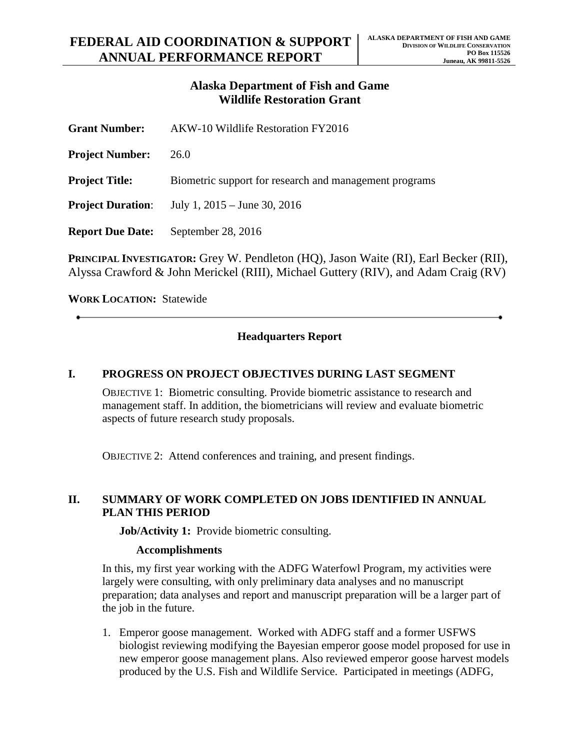# FEDERAL AID COORDINATION & SUPPORT ANNUAL PERFORMANCE REPORT

**ALASKA DEPARTMENT OF FISH AND GAME**
**DIVISION OF WILDLIFE CONSERVATION**
**PO Box 115526**
**Juneau, AK 99811-5526**

## Alaska Department of Fish and Game Wildlife Restoration Grant

**Grant Number:** AKW-10 Wildlife Restoration FY2016

**Project Number:** 26.0

**Project Title:** Biometric support for research and management programs

**Project Duration:** July 1, 2015 – June 30, 2016

**Report Due Date:** September 28, 2016

**PRINCIPAL INVESTIGATOR:** Grey W. Pendleton (HQ), Jason Waite (RI), Earl Becker (RII), Alyssa Crawford & John Merickel (RIII), Michael Guttery (RIV), and Adam Craig (RV)

**WORK LOCATION:** Statewide

---

### Headquarters Report

## I. PROGRESS ON PROJECT OBJECTIVES DURING LAST SEGMENT

OBJECTIVE 1: Biometric consulting. Provide biometric assistance to research and management staff. In addition, the biometricians will review and evaluate biometric aspects of future research study proposals.

OBJECTIVE 2: Attend conferences and training, and present findings.

## II. SUMMARY OF WORK COMPLETED ON JOBS IDENTIFIED IN ANNUAL PLAN THIS PERIOD

**Job/Activity 1:** Provide biometric consulting.

**Accomplishments**

In this, my first year working with the ADFG Waterfowl Program, my activities were largely were consulting, with only preliminary data analyses and no manuscript preparation; data analyses and report and manuscript preparation will be a larger part of the job in the future.

1. Emperor goose management. Worked with ADFG staff and a former USFWS biologist reviewing modifying the Bayesian emperor goose model proposed for use in new emperor goose management plans. Also reviewed emperor goose harvest models produced by the U.S. Fish and Wildlife Service. Participated in meetings (ADFG,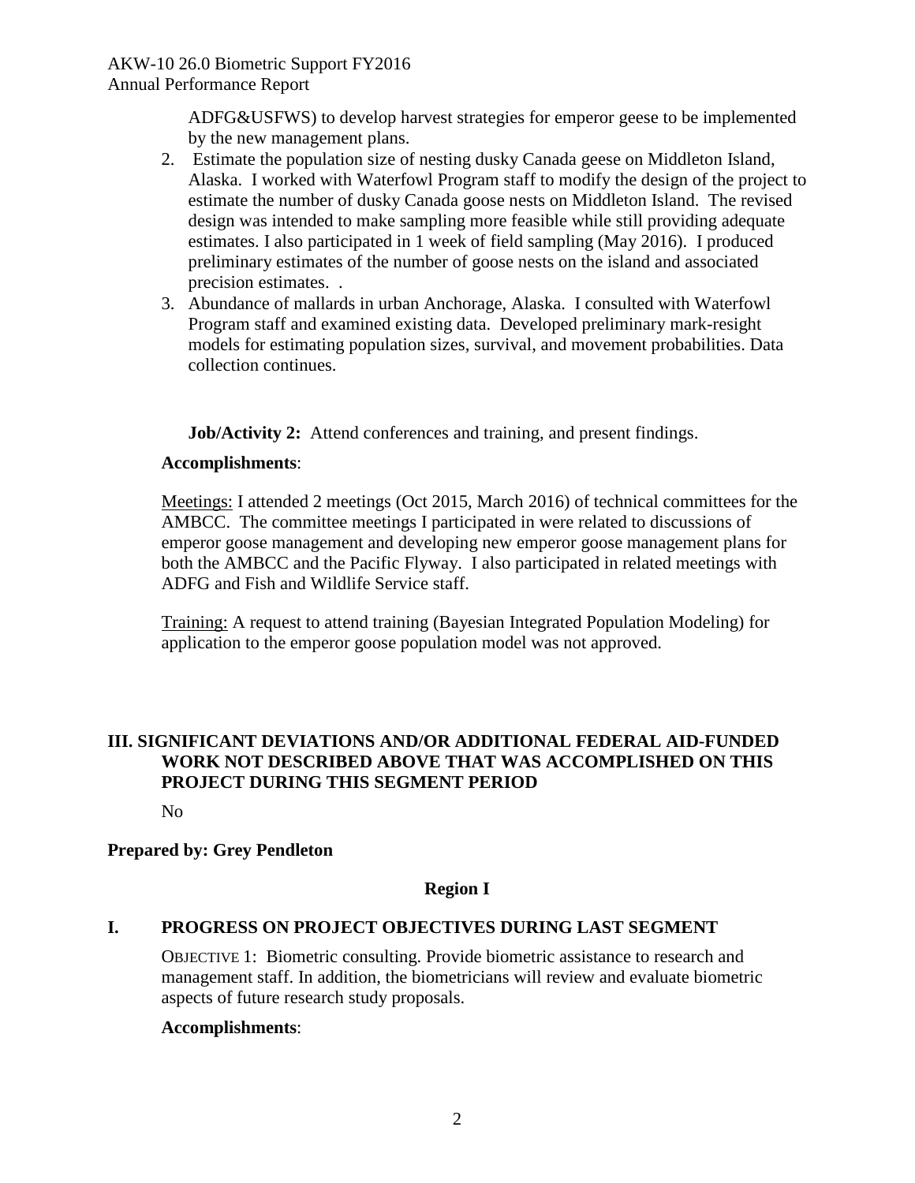ADFG&USFWS) to develop harvest strategies for emperor geese to be implemented by the new management plans.

2. Estimate the population size of nesting dusky Canada geese on Middleton Island, Alaska. I worked with Waterfowl Program staff to modify the design of the project to estimate the number of dusky Canada goose nests on Middleton Island. The revised design was intended to make sampling more feasible while still providing adequate estimates. I also participated in 1 week of field sampling (May 2016). I produced preliminary estimates of the number of goose nests on the island and associated precision estimates. .
3. Abundance of mallards in urban Anchorage, Alaska. I consulted with Waterfowl Program staff and examined existing data. Developed preliminary mark-resight models for estimating population sizes, survival, and movement probabilities. Data collection continues.

**Job/Activity 2:** Attend conferences and training, and present findings.

**Accomplishments**:

Meetings: I attended 2 meetings (Oct 2015, March 2016) of technical committees for the AMBCC. The committee meetings I participated in were related to discussions of emperor goose management and developing new emperor goose management plans for both the AMBCC and the Pacific Flyway. I also participated in related meetings with ADFG and Fish and Wildlife Service staff.

Training: A request to attend training (Bayesian Integrated Population Modeling) for application to the emperor goose population model was not approved.

## III. SIGNIFICANT DEVIATIONS AND/OR ADDITIONAL FEDERAL AID-FUNDED WORK NOT DESCRIBED ABOVE THAT WAS ACCOMPLISHED ON THIS PROJECT DURING THIS SEGMENT PERIOD

No

**Prepared by: Grey Pendleton**

## Region I

## I. PROGRESS ON PROJECT OBJECTIVES DURING LAST SEGMENT

OBJECTIVE 1: Biometric consulting. Provide biometric assistance to research and management staff. In addition, the biometricians will review and evaluate biometric aspects of future research study proposals.

**Accomplishments**: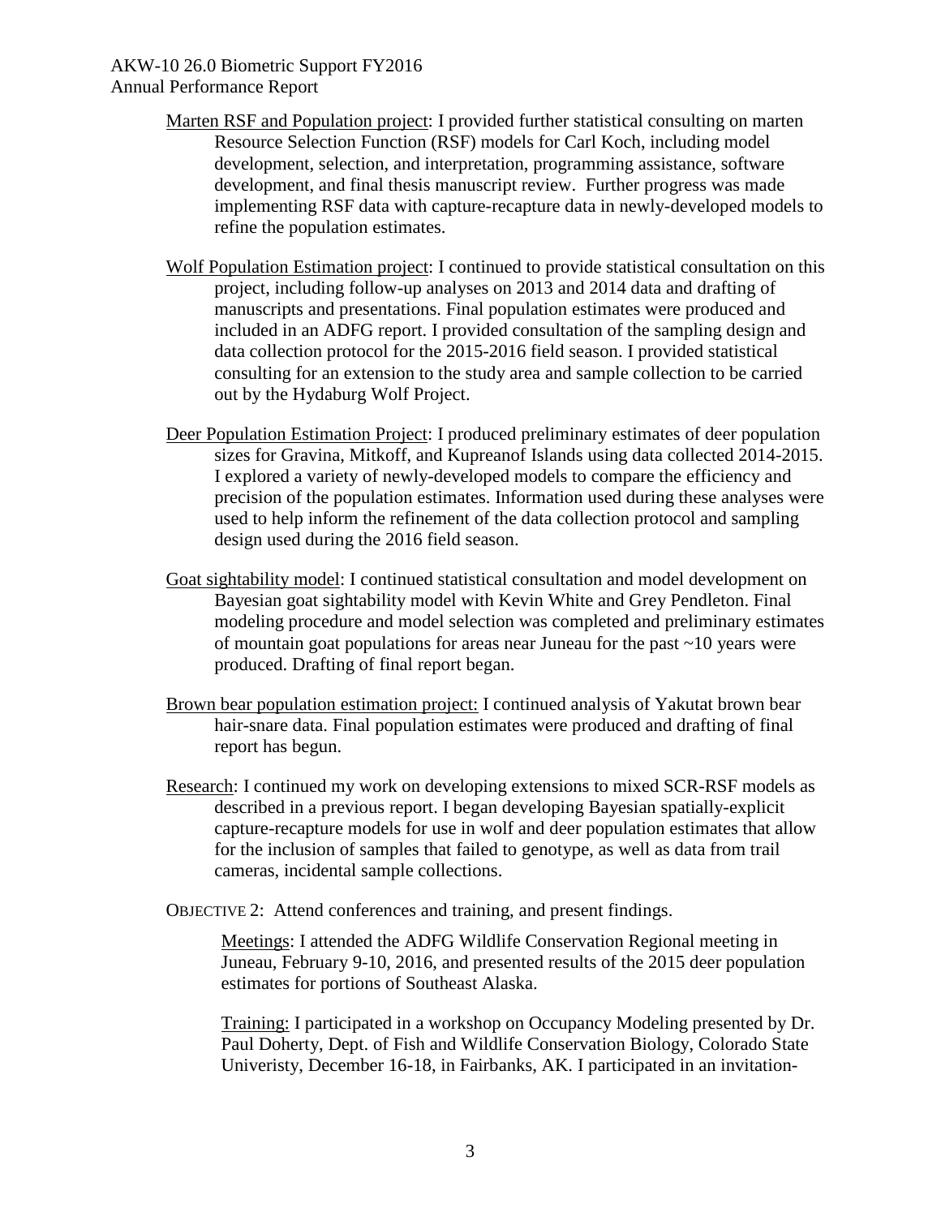Marten RSF and Population project: I provided further statistical consulting on marten Resource Selection Function (RSF) models for Carl Koch, including model development, selection, and interpretation, programming assistance, software development, and final thesis manuscript review. Further progress was made implementing RSF data with capture-recapture data in newly-developed models to refine the population estimates.

Wolf Population Estimation project: I continued to provide statistical consultation on this project, including follow-up analyses on 2013 and 2014 data and drafting of manuscripts and presentations. Final population estimates were produced and included in an ADFG report. I provided consultation of the sampling design and data collection protocol for the 2015-2016 field season. I provided statistical consulting for an extension to the study area and sample collection to be carried out by the Hydaburg Wolf Project.

Deer Population Estimation Project: I produced preliminary estimates of deer population sizes for Gravina, Mitkoff, and Kupreanof Islands using data collected 2014-2015. I explored a variety of newly-developed models to compare the efficiency and precision of the population estimates. Information used during these analyses were used to help inform the refinement of the data collection protocol and sampling design used during the 2016 field season.

Goat sightability model: I continued statistical consultation and model development on Bayesian goat sightability model with Kevin White and Grey Pendleton. Final modeling procedure and model selection was completed and preliminary estimates of mountain goat populations for areas near Juneau for the past ~10 years were produced. Drafting of final report began.

Brown bear population estimation project: I continued analysis of Yakutat brown bear hair-snare data. Final population estimates were produced and drafting of final report has begun.

Research: I continued my work on developing extensions to mixed SCR-RSF models as described in a previous report. I began developing Bayesian spatially-explicit capture-recapture models for use in wolf and deer population estimates that allow for the inclusion of samples that failed to genotype, as well as data from trail cameras, incidental sample collections.

OBJECTIVE 2: Attend conferences and training, and present findings.

Meetings: I attended the ADFG Wildlife Conservation Regional meeting in Juneau, February 9-10, 2016, and presented results of the 2015 deer population estimates for portions of Southeast Alaska.

Training: I participated in a workshop on Occupancy Modeling presented by Dr. Paul Doherty, Dept. of Fish and Wildlife Conservation Biology, Colorado State Univeristy, December 16-18, in Fairbanks, AK. I participated in an invitation-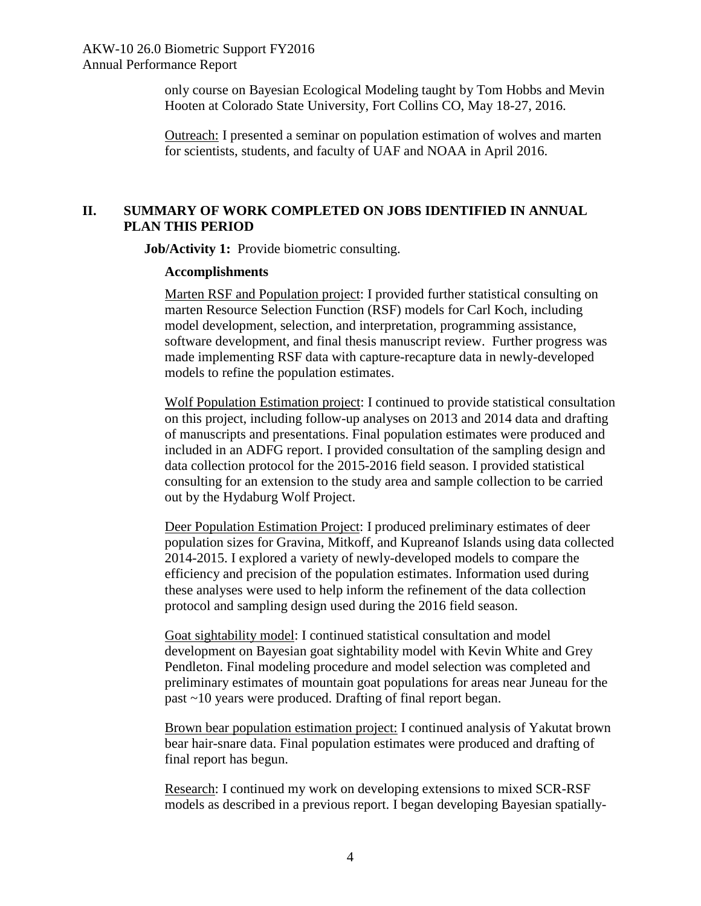only course on Bayesian Ecological Modeling taught by Tom Hobbs and Mevin Hooten at Colorado State University, Fort Collins CO, May 18-27, 2016.

Outreach: I presented a seminar on population estimation of wolves and marten for scientists, students, and faculty of UAF and NOAA in April 2016.

## II. SUMMARY OF WORK COMPLETED ON JOBS IDENTIFIED IN ANNUAL PLAN THIS PERIOD

**Job/Activity 1:** Provide biometric consulting.

**Accomplishments**

Marten RSF and Population project: I provided further statistical consulting on marten Resource Selection Function (RSF) models for Carl Koch, including model development, selection, and interpretation, programming assistance, software development, and final thesis manuscript review. Further progress was made implementing RSF data with capture-recapture data in newly-developed models to refine the population estimates.

Wolf Population Estimation project: I continued to provide statistical consultation on this project, including follow-up analyses on 2013 and 2014 data and drafting of manuscripts and presentations. Final population estimates were produced and included in an ADFG report. I provided consultation of the sampling design and data collection protocol for the 2015-2016 field season. I provided statistical consulting for an extension to the study area and sample collection to be carried out by the Hydaburg Wolf Project.

Deer Population Estimation Project: I produced preliminary estimates of deer population sizes for Gravina, Mitkoff, and Kupreanof Islands using data collected 2014-2015. I explored a variety of newly-developed models to compare the efficiency and precision of the population estimates. Information used during these analyses were used to help inform the refinement of the data collection protocol and sampling design used during the 2016 field season.

Goat sightability model: I continued statistical consultation and model development on Bayesian goat sightability model with Kevin White and Grey Pendleton. Final modeling procedure and model selection was completed and preliminary estimates of mountain goat populations for areas near Juneau for the past ~10 years were produced. Drafting of final report began.

Brown bear population estimation project: I continued analysis of Yakutat brown bear hair-snare data. Final population estimates were produced and drafting of final report has begun.

Research: I continued my work on developing extensions to mixed SCR-RSF models as described in a previous report. I began developing Bayesian spatially-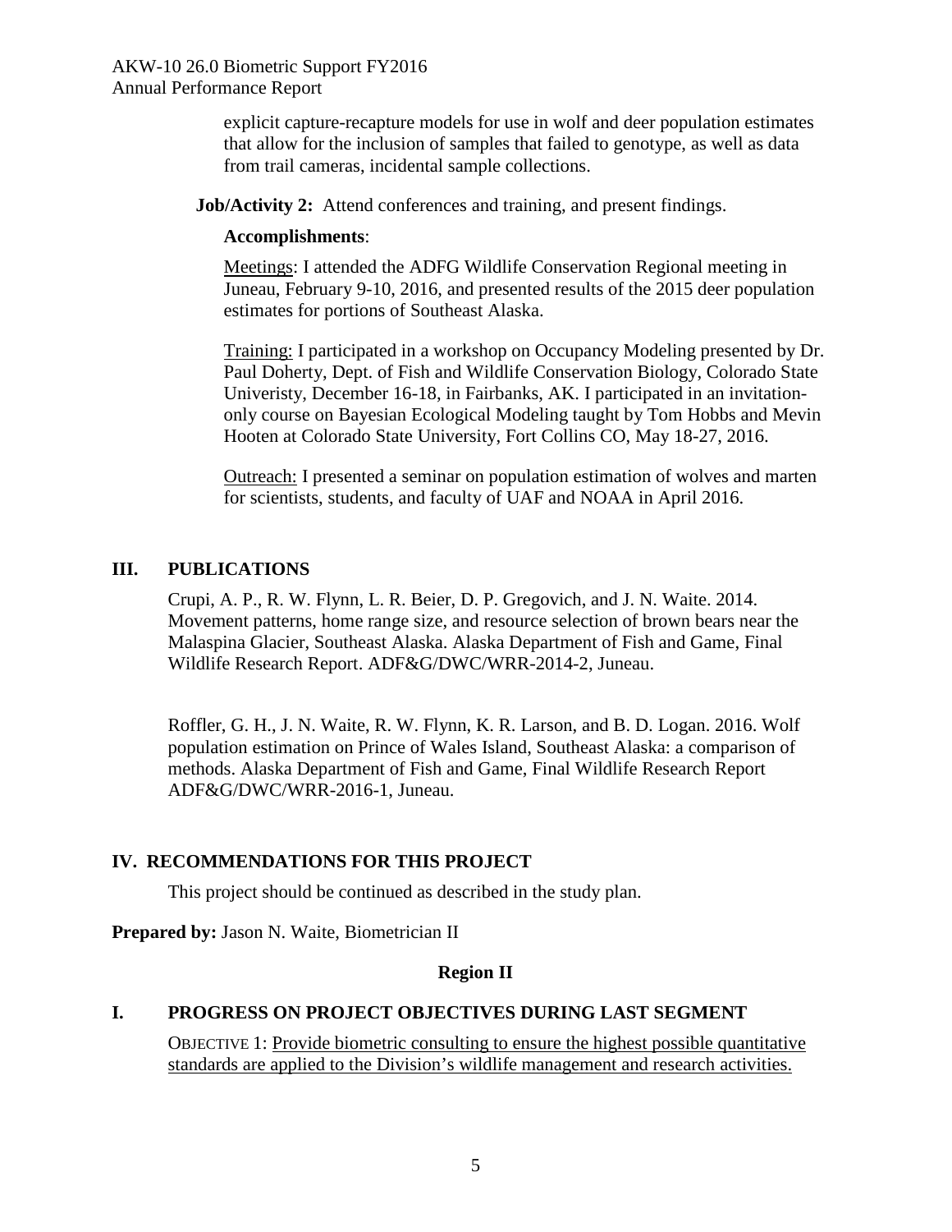explicit capture-recapture models for use in wolf and deer population estimates that allow for the inclusion of samples that failed to genotype, as well as data from trail cameras, incidental sample collections.

**Job/Activity 2:** Attend conferences and training, and present findings.

**Accomplishments**:

Meetings: I attended the ADFG Wildlife Conservation Regional meeting in Juneau, February 9-10, 2016, and presented results of the 2015 deer population estimates for portions of Southeast Alaska.

Training: I participated in a workshop on Occupancy Modeling presented by Dr. Paul Doherty, Dept. of Fish and Wildlife Conservation Biology, Colorado State Univeristy, December 16-18, in Fairbanks, AK. I participated in an invitation-only course on Bayesian Ecological Modeling taught by Tom Hobbs and Mevin Hooten at Colorado State University, Fort Collins CO, May 18-27, 2016.

Outreach: I presented a seminar on population estimation of wolves and marten for scientists, students, and faculty of UAF and NOAA in April 2016.

## III. PUBLICATIONS

Crupi, A. P., R. W. Flynn, L. R. Beier, D. P. Gregovich, and J. N. Waite. 2014. Movement patterns, home range size, and resource selection of brown bears near the Malaspina Glacier, Southeast Alaska. Alaska Department of Fish and Game, Final Wildlife Research Report. ADF&G/DWC/WRR-2014-2, Juneau.

Roffler, G. H., J. N. Waite, R. W. Flynn, K. R. Larson, and B. D. Logan. 2016. Wolf population estimation on Prince of Wales Island, Southeast Alaska: a comparison of methods. Alaska Department of Fish and Game, Final Wildlife Research Report ADF&G/DWC/WRR-2016-1, Juneau.

## IV. RECOMMENDATIONS FOR THIS PROJECT

This project should be continued as described in the study plan.

**Prepared by:** Jason N. Waite, Biometrician II

### Region II

## I. PROGRESS ON PROJECT OBJECTIVES DURING LAST SEGMENT

OBJECTIVE 1: Provide biometric consulting to ensure the highest possible quantitative standards are applied to the Division's wildlife management and research activities.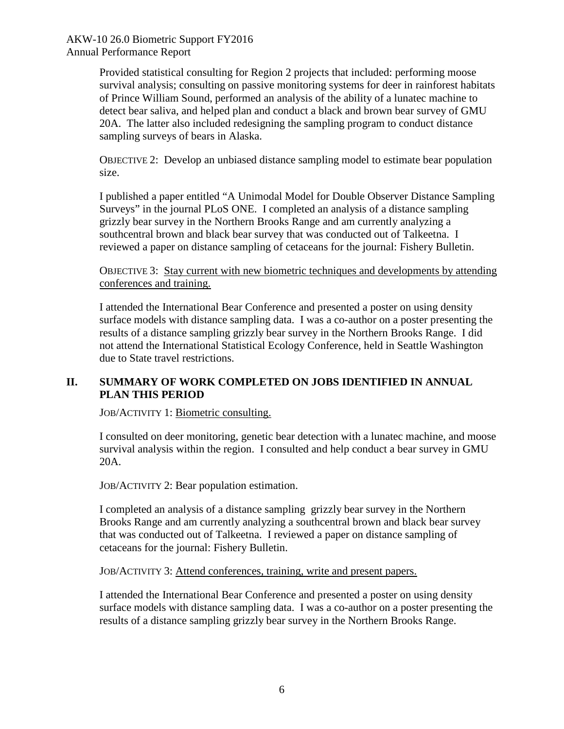Provided statistical consulting for Region 2 projects that included: performing moose survival analysis; consulting on passive monitoring systems for deer in rainforest habitats of Prince William Sound, performed an analysis of the ability of a lunatec machine to detect bear saliva, and helped plan and conduct a black and brown bear survey of GMU 20A. The latter also included redesigning the sampling program to conduct distance sampling surveys of bears in Alaska.

OBJECTIVE 2: Develop an unbiased distance sampling model to estimate bear population size.

I published a paper entitled "A Unimodal Model for Double Observer Distance Sampling Surveys" in the journal PLoS ONE. I completed an analysis of a distance sampling grizzly bear survey in the Northern Brooks Range and am currently analyzing a southcentral brown and black bear survey that was conducted out of Talkeetna. I reviewed a paper on distance sampling of cetaceans for the journal: Fishery Bulletin.

OBJECTIVE 3: Stay current with new biometric techniques and developments by attending conferences and training.

I attended the International Bear Conference and presented a poster on using density surface models with distance sampling data. I was a co-author on a poster presenting the results of a distance sampling grizzly bear survey in the Northern Brooks Range. I did not attend the International Statistical Ecology Conference, held in Seattle Washington due to State travel restrictions.

## II. SUMMARY OF WORK COMPLETED ON JOBS IDENTIFIED IN ANNUAL PLAN THIS PERIOD

JOB/ACTIVITY 1: Biometric consulting.

I consulted on deer monitoring, genetic bear detection with a lunatec machine, and moose survival analysis within the region. I consulted and help conduct a bear survey in GMU 20A.

JOB/ACTIVITY 2: Bear population estimation.

I completed an analysis of a distance sampling grizzly bear survey in the Northern Brooks Range and am currently analyzing a southcentral brown and black bear survey that was conducted out of Talkeetna. I reviewed a paper on distance sampling of cetaceans for the journal: Fishery Bulletin.

JOB/ACTIVITY 3: Attend conferences, training, write and present papers.

I attended the International Bear Conference and presented a poster on using density surface models with distance sampling data. I was a co-author on a poster presenting the results of a distance sampling grizzly bear survey in the Northern Brooks Range.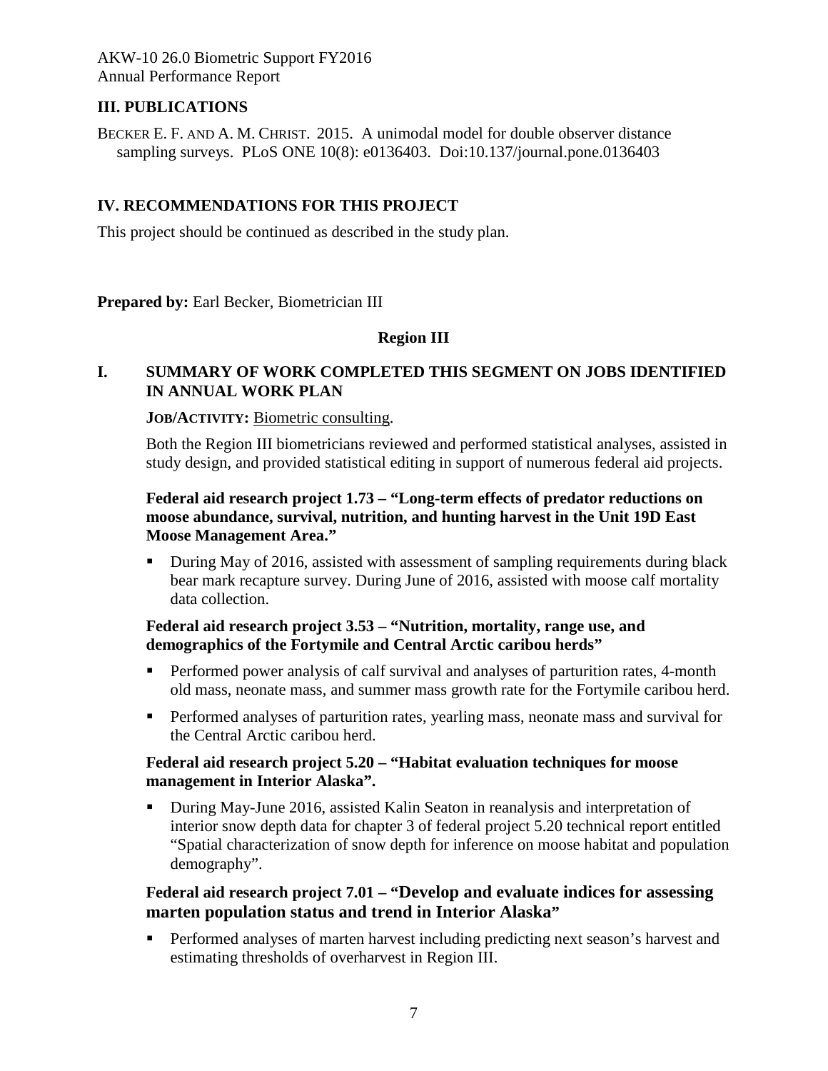## III. PUBLICATIONS

BECKER E. F. AND A. M. CHRIST. 2015. A unimodal model for double observer distance sampling surveys. PLoS ONE 10(8): e0136403. Doi:10.137/journal.pone.0136403

## IV. RECOMMENDATIONS FOR THIS PROJECT

This project should be continued as described in the study plan.

**Prepared by:** Earl Becker, Biometrician III

**Region III**

## I. SUMMARY OF WORK COMPLETED THIS SEGMENT ON JOBS IDENTIFIED IN ANNUAL WORK PLAN

**JOB/ACTIVITY:** Biometric consulting.

Both the Region III biometricians reviewed and performed statistical analyses, assisted in study design, and provided statistical editing in support of numerous federal aid projects.

**Federal aid research project 1.73 – "Long-term effects of predator reductions on moose abundance, survival, nutrition, and hunting harvest in the Unit 19D East Moose Management Area."**

- During May of 2016, assisted with assessment of sampling requirements during black bear mark recapture survey. During June of 2016, assisted with moose calf mortality data collection.

**Federal aid research project 3.53 – "Nutrition, mortality, range use, and demographics of the Fortymile and Central Arctic caribou herds"**

- Performed power analysis of calf survival and analyses of parturition rates, 4-month old mass, neonate mass, and summer mass growth rate for the Fortymile caribou herd.
- Performed analyses of parturition rates, yearling mass, neonate mass and survival for the Central Arctic caribou herd.

**Federal aid research project 5.20 – "Habitat evaluation techniques for moose management in Interior Alaska".**

- During May-June 2016, assisted Kalin Seaton in reanalysis and interpretation of interior snow depth data for chapter 3 of federal project 5.20 technical report entitled "Spatial characterization of snow depth for inference on moose habitat and population demography".

**Federal aid research project 7.01 – "Develop and evaluate indices for assessing marten population status and trend in Interior Alaska"**

- Performed analyses of marten harvest including predicting next season's harvest and estimating thresholds of overharvest in Region III.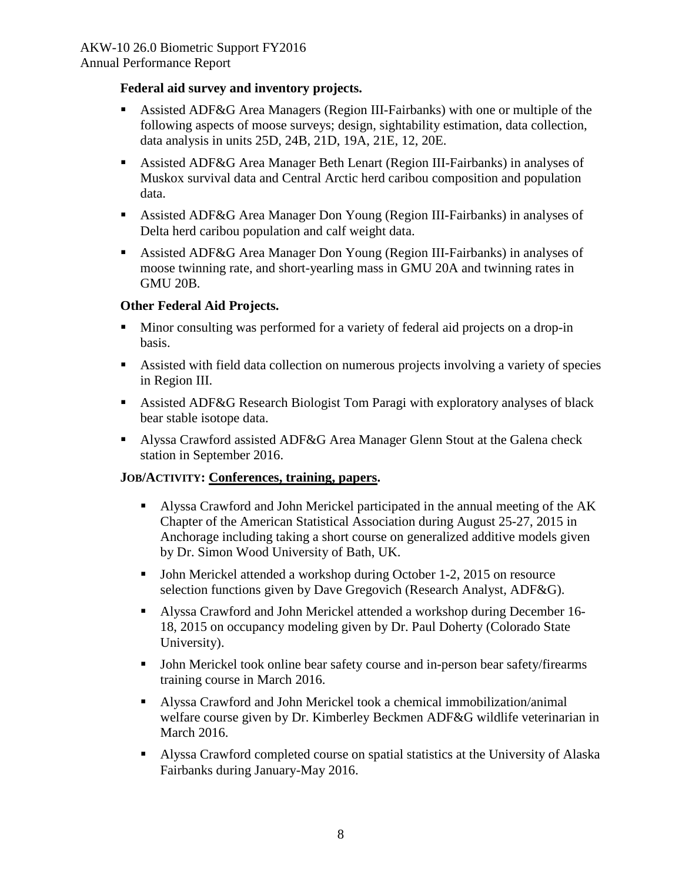**Federal aid survey and inventory projects.**

- Assisted ADF&G Area Managers (Region III-Fairbanks) with one or multiple of the following aspects of moose surveys; design, sightability estimation, data collection, data analysis in units 25D, 24B, 21D, 19A, 21E, 12, 20E.
- Assisted ADF&G Area Manager Beth Lenart (Region III-Fairbanks) in analyses of Muskox survival data and Central Arctic herd caribou composition and population data.
- Assisted ADF&G Area Manager Don Young (Region III-Fairbanks) in analyses of Delta herd caribou population and calf weight data.
- Assisted ADF&G Area Manager Don Young (Region III-Fairbanks) in analyses of moose twinning rate, and short-yearling mass in GMU 20A and twinning rates in GMU 20B.

**Other Federal Aid Projects.**

- Minor consulting was performed for a variety of federal aid projects on a drop-in basis.
- Assisted with field data collection on numerous projects involving a variety of species in Region III.
- Assisted ADF&G Research Biologist Tom Paragi with exploratory analyses of black bear stable isotope data.
- Alyssa Crawford assisted ADF&G Area Manager Glenn Stout at the Galena check station in September 2016.

**JOB/ACTIVITY: Conferences, training, papers.**

- Alyssa Crawford and John Merickel participated in the annual meeting of the AK Chapter of the American Statistical Association during August 25-27, 2015 in Anchorage including taking a short course on generalized additive models given by Dr. Simon Wood University of Bath, UK.
- John Merickel attended a workshop during October 1-2, 2015 on resource selection functions given by Dave Gregovich (Research Analyst, ADF&G).
- Alyssa Crawford and John Merickel attended a workshop during December 16-18, 2015 on occupancy modeling given by Dr. Paul Doherty (Colorado State University).
- John Merickel took online bear safety course and in-person bear safety/firearms training course in March 2016.
- Alyssa Crawford and John Merickel took a chemical immobilization/animal welfare course given by Dr. Kimberley Beckmen ADF&G wildlife veterinarian in March 2016.
- Alyssa Crawford completed course on spatial statistics at the University of Alaska Fairbanks during January-May 2016.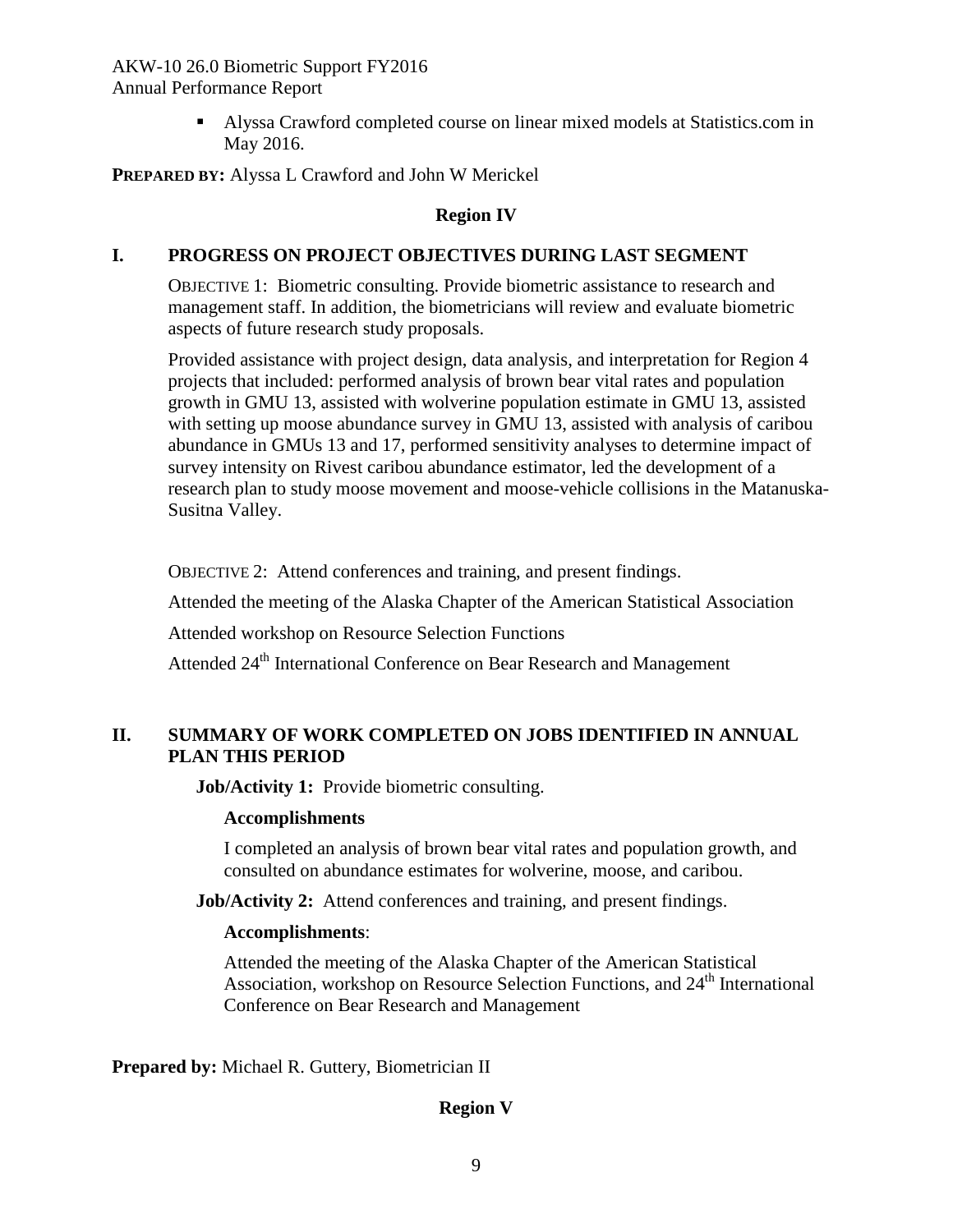- Alyssa Crawford completed course on linear mixed models at Statistics.com in May 2016.

**PREPARED BY:** Alyssa L Crawford and John W Merickel

## Region IV

### I. PROGRESS ON PROJECT OBJECTIVES DURING LAST SEGMENT

OBJECTIVE 1: Biometric consulting. Provide biometric assistance to research and management staff. In addition, the biometricians will review and evaluate biometric aspects of future research study proposals.

Provided assistance with project design, data analysis, and interpretation for Region 4 projects that included: performed analysis of brown bear vital rates and population growth in GMU 13, assisted with wolverine population estimate in GMU 13, assisted with setting up moose abundance survey in GMU 13, assisted with analysis of caribou abundance in GMUs 13 and 17, performed sensitivity analyses to determine impact of survey intensity on Rivest caribou abundance estimator, led the development of a research plan to study moose movement and moose-vehicle collisions in the Matanuska-Susitna Valley.

OBJECTIVE 2: Attend conferences and training, and present findings.

Attended the meeting of the Alaska Chapter of the American Statistical Association

Attended workshop on Resource Selection Functions

Attended 24th International Conference on Bear Research and Management

### II. SUMMARY OF WORK COMPLETED ON JOBS IDENTIFIED IN ANNUAL PLAN THIS PERIOD

**Job/Activity 1:** Provide biometric consulting.

**Accomplishments**

I completed an analysis of brown bear vital rates and population growth, and consulted on abundance estimates for wolverine, moose, and caribou.

**Job/Activity 2:** Attend conferences and training, and present findings.

**Accomplishments**:

Attended the meeting of the Alaska Chapter of the American Statistical Association, workshop on Resource Selection Functions, and 24th International Conference on Bear Research and Management

**Prepared by:** Michael R. Guttery, Biometrician II

## Region V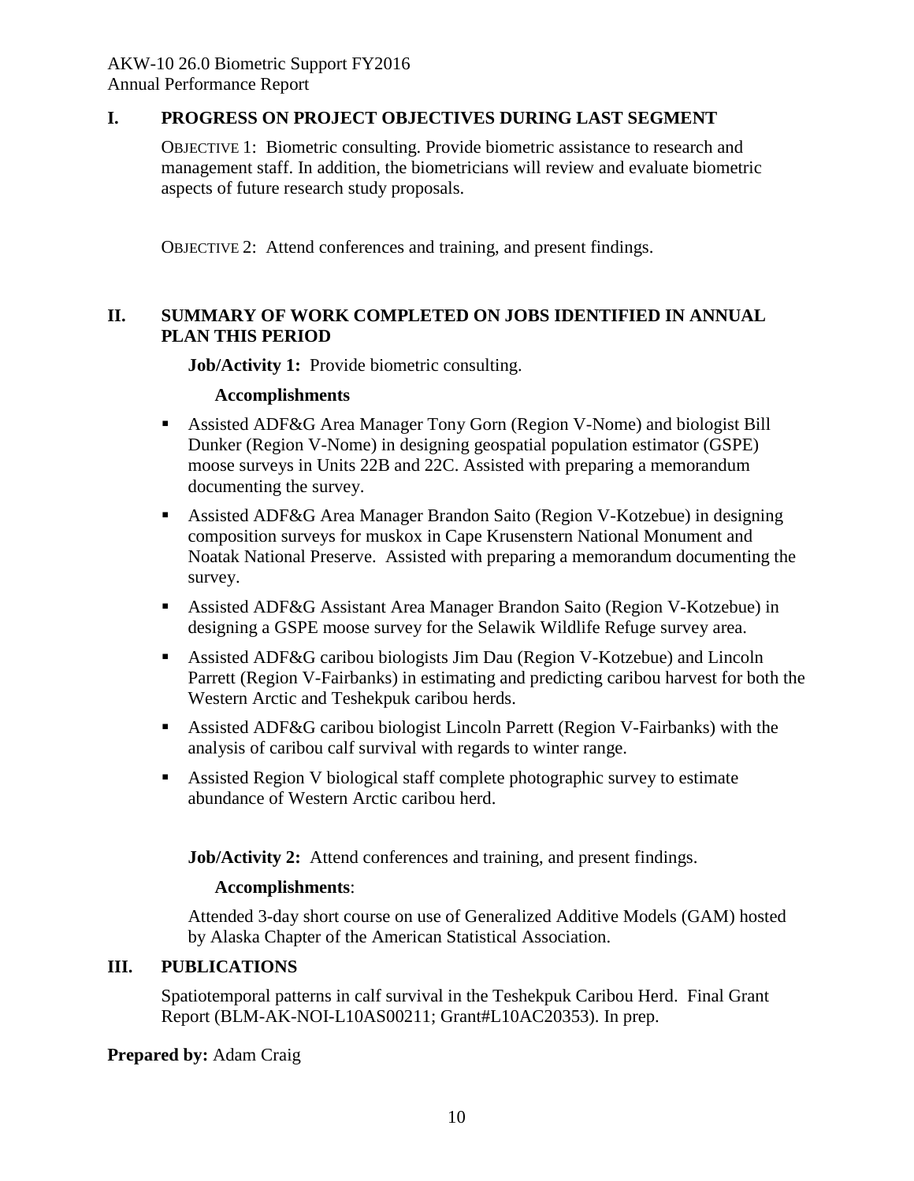## I. PROGRESS ON PROJECT OBJECTIVES DURING LAST SEGMENT

OBJECTIVE 1: Biometric consulting. Provide biometric assistance to research and management staff. In addition, the biometricians will review and evaluate biometric aspects of future research study proposals.

OBJECTIVE 2: Attend conferences and training, and present findings.

## II. SUMMARY OF WORK COMPLETED ON JOBS IDENTIFIED IN ANNUAL PLAN THIS PERIOD

**Job/Activity 1:** Provide biometric consulting.

**Accomplishments**

- Assisted ADF&G Area Manager Tony Gorn (Region V-Nome) and biologist Bill Dunker (Region V-Nome) in designing geospatial population estimator (GSPE) moose surveys in Units 22B and 22C. Assisted with preparing a memorandum documenting the survey.
- Assisted ADF&G Area Manager Brandon Saito (Region V-Kotzebue) in designing composition surveys for muskox in Cape Krusenstern National Monument and Noatak National Preserve. Assisted with preparing a memorandum documenting the survey.
- Assisted ADF&G Assistant Area Manager Brandon Saito (Region V-Kotzebue) in designing a GSPE moose survey for the Selawik Wildlife Refuge survey area.
- Assisted ADF&G caribou biologists Jim Dau (Region V-Kotzebue) and Lincoln Parrett (Region V-Fairbanks) in estimating and predicting caribou harvest for both the Western Arctic and Teshekpuk caribou herds.
- Assisted ADF&G caribou biologist Lincoln Parrett (Region V-Fairbanks) with the analysis of caribou calf survival with regards to winter range.
- Assisted Region V biological staff complete photographic survey to estimate abundance of Western Arctic caribou herd.

**Job/Activity 2:** Attend conferences and training, and present findings.

**Accomplishments**:

Attended 3-day short course on use of Generalized Additive Models (GAM) hosted by Alaska Chapter of the American Statistical Association.

## III. PUBLICATIONS

Spatiotemporal patterns in calf survival in the Teshekpuk Caribou Herd. Final Grant Report (BLM-AK-NOI-L10AS00211; Grant#L10AC20353). In prep.

**Prepared by:** Adam Craig